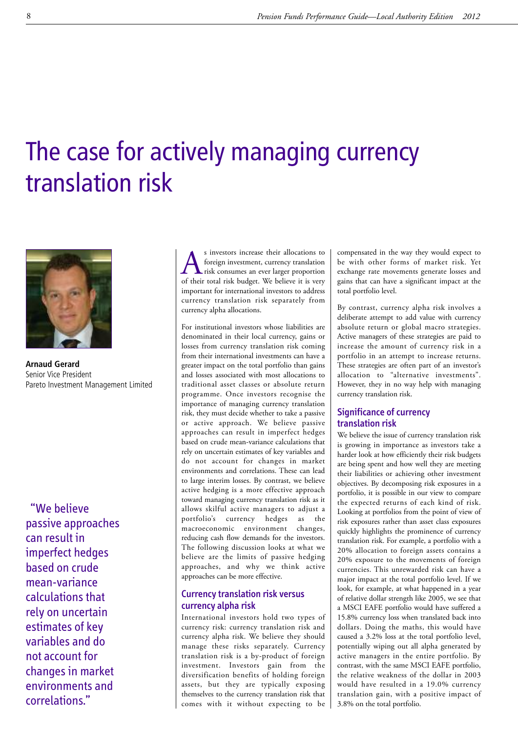# The case for actively managing currency translation risk

**Arnaud Gerard**
Senior Vice President
Pareto Investment Management Limited

"We believe passive approaches can result in imperfect hedges based on crude mean-variance calculations that rely on uncertain estimates of key variables and do not account for changes in market environments and correlations."

As investors increase their allocations to foreign investment, currency translation risk consumes an ever larger proportion of their total risk budget. We believe it is very important for international investors to address currency translation risk separately from currency alpha allocations.

For institutional investors whose liabilities are denominated in their local currency, gains or losses from currency translation risk coming from their international investments can have a greater impact on the total portfolio than gains and losses associated with most allocations to traditional asset classes or absolute return programme. Once investors recognise the importance of managing currency translation risk, they must decide whether to take a passive or active approach. We believe passive approaches can result in imperfect hedges based on crude mean-variance calculations that rely on uncertain estimates of key variables and do not account for changes in market environments and correlations. These can lead to large interim losses. By contrast, we believe active hedging is a more effective approach toward managing currency translation risk as it allows skilful active managers to adjust a portfolio's currency hedges as the macroeconomic environment changes, reducing cash flow demands for the investors. The following discussion looks at what we believe are the limits of passive hedging approaches, and why we think active approaches can be more effective.

## Currency translation risk versus currency alpha risk

International investors hold two types of currency risk: currency translation risk and currency alpha risk. We believe they should manage these risks separately. Currency translation risk is a by-product of foreign investment. Investors gain from the diversification benefits of holding foreign assets, but they are typically exposing themselves to the currency translation risk that comes with it without expecting to be compensated in the way they would expect to be with other forms of market risk. Yet exchange rate movements generate losses and gains that can have a significant impact at the total portfolio level.

By contrast, currency alpha risk involves a deliberate attempt to add value with currency absolute return or global macro strategies. Active managers of these strategies are paid to increase the amount of currency risk in a portfolio in an attempt to increase returns. These strategies are often part of an investor's allocation to "alternative investments". However, they in no way help with managing currency translation risk.

## Significance of currency translation risk

We believe the issue of currency translation risk is growing in importance as investors take a harder look at how efficiently their risk budgets are being spent and how well they are meeting their liabilities or achieving other investment objectives. By decomposing risk exposures in a portfolio, it is possible in our view to compare the expected returns of each kind of risk. Looking at portfolios from the point of view of risk exposures rather than asset class exposures quickly highlights the prominence of currency translation risk. For example, a portfolio with a 20% allocation to foreign assets contains a 20% exposure to the movements of foreign currencies. This unrewarded risk can have a major impact at the total portfolio level. If we look, for example, at what happened in a year of relative dollar strength like 2005, we see that a MSCI EAFE portfolio would have suffered a 15.8% currency loss when translated back into dollars. Doing the maths, this would have caused a 3.2% loss at the total portfolio level, potentially wiping out all alpha generated by active managers in the entire portfolio. By contrast, with the same MSCI EAFE portfolio, the relative weakness of the dollar in 2003 would have resulted in a 19.0% currency translation gain, with a positive impact of 3.8% on the total portfolio.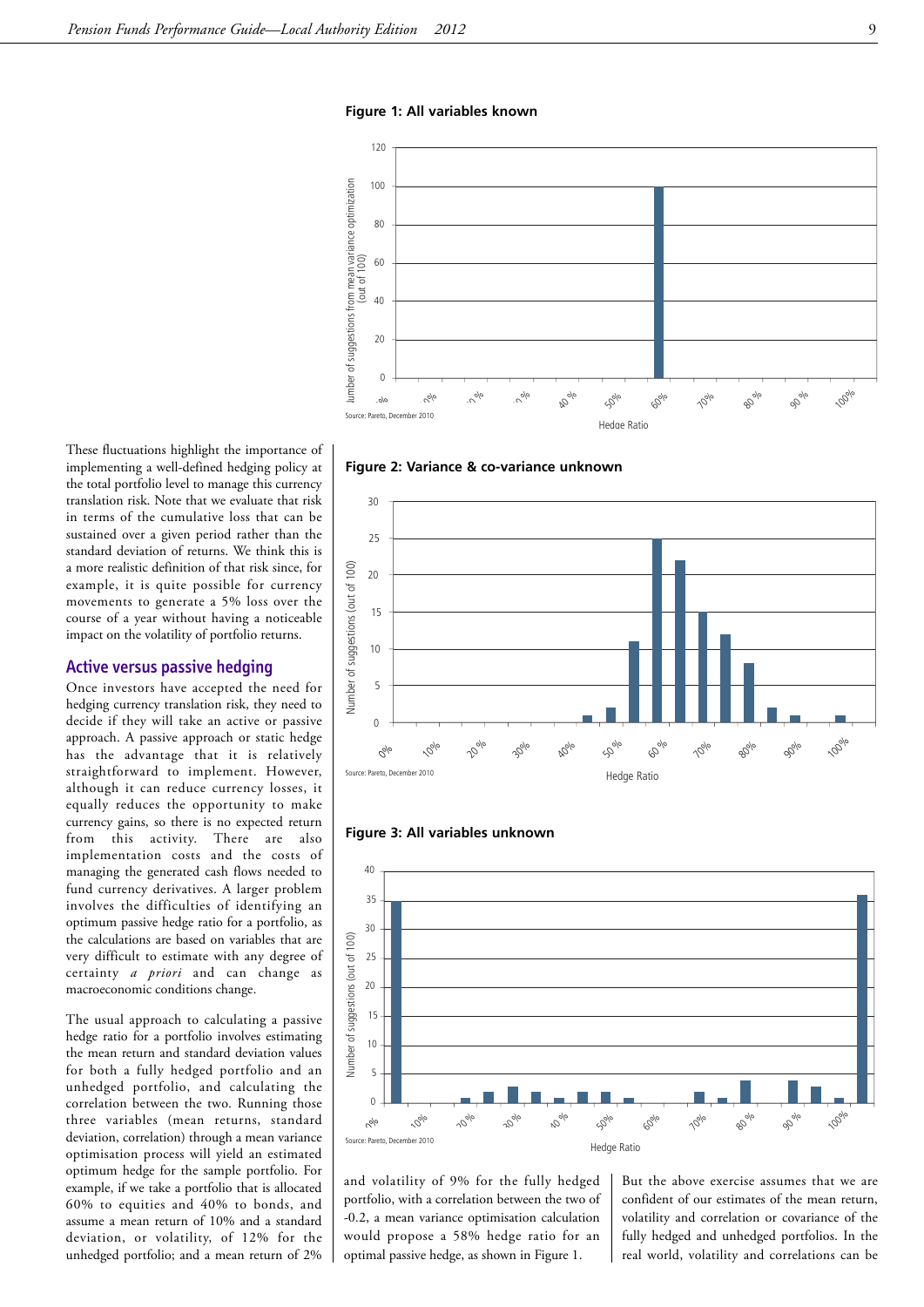**Figure 1: All variables known**

Source: Pareto, December 2010

**Figure 2: Variance & co-variance unknown**

Source: Pareto, December 2010

**Figure 3: All variables unknown**

Source: Pareto, December 2010

These fluctuations highlight the importance of implementing a well-defined hedging policy at the total portfolio level to manage this currency translation risk. Note that we evaluate that risk in terms of the cumulative loss that can be sustained over a given period rather than the standard deviation of returns. We think this is a more realistic definition of that risk since, for example, it is quite possible for currency movements to generate a 5% loss over the course of a year without having a noticeable impact on the volatility of portfolio returns.

## Active versus passive hedging

Once investors have accepted the need for hedging currency translation risk, they need to decide if they will take an active or passive approach. A passive approach or static hedge has the advantage that it is relatively straightforward to implement. However, although it can reduce currency losses, it equally reduces the opportunity to make currency gains, so there is no expected return from this activity. There are also implementation costs and the costs of managing the generated cash flows needed to fund currency derivatives. A larger problem involves the difficulties of identifying an optimum passive hedge ratio for a portfolio, as the calculations are based on variables that are very difficult to estimate with any degree of certainty *a priori* and can change as macroeconomic conditions change.

The usual approach to calculating a passive hedge ratio for a portfolio involves estimating the mean return and standard deviation values for both a fully hedged portfolio and an unhedged portfolio, and calculating the correlation between the two. Running those three variables (mean returns, standard deviation, correlation) through a mean variance optimisation process will yield an estimated optimum hedge for the sample portfolio. For example, if we take a portfolio that is allocated 60% to equities and 40% to bonds, and assume a mean return of 10% and a standard deviation, or volatility, of 12% for the unhedged portfolio; and a mean return of 2% and volatility of 9% for the fully hedged portfolio, with a correlation between the two of -0.2, a mean variance optimisation calculation would propose a 58% hedge ratio for an optimal passive hedge, as shown in Figure 1.

But the above exercise assumes that we are confident of our estimates of the mean return, volatility and correlation or covariance of the fully hedged and unhedged portfolios. In the real world, volatility and correlations can be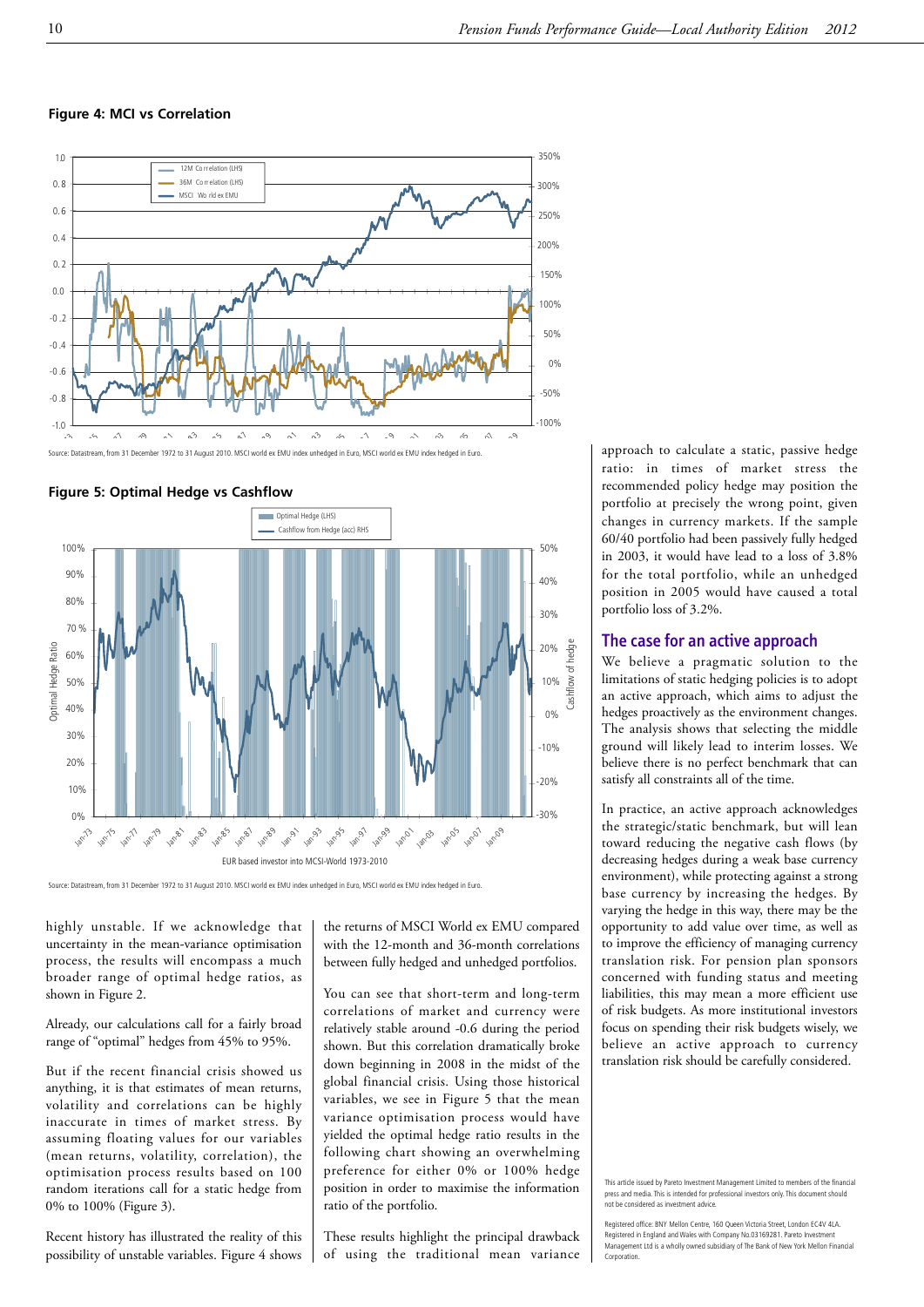**Figure 4: MCI vs Correlation**

1.0
0.8
0.6
0.4
0.2
0.0
-0.2
-0.4
-0.6
-0.8
-1.0

350%
300%
250%
200%
150%
100%
50%
0%
-50%
-100%

12M Correlation (LHS)
36M Correlation (LHS)
MSCI World ex EMU

Source: Datastream, from 31 December 1972 to 31 August 2010. MSCI world ex EMU index unhedged in Euro, MSCI world ex EMU index hedged in Euro.

**Figure 5: Optimal Hedge vs Cashflow**

Optimal Hedge (LHS)
Cashflow from Hedge (acc) RHS

Optimal Hedge Ratio

100%
90%
80%
70%
60%
50%
40%
30%
20%
10%
0%

Cashflow of hedge

50%
40%
30%
20%
10%
0%
-10%
-20%
-30%

Jan-73 Jan-75 Jan-77 Jan-79 Jan-81 Jan-83 Jan-85 Jan-87 Jan-89 Jan-91 Jan-93 Jan-95 Jan-97 Jan-99 Jan-01 Jan-03 Jan-05 Jan-07 Jan-09

EUR based investor into MCSI-World 1973-2010

Source: Datastream, from 31 December 1972 to 31 August 2010. MSCI world ex EMU index unhedged in Euro, MSCI world ex EMU index hedged in Euro.

highly unstable. If we acknowledge that uncertainty in the mean-variance optimisation process, the results will encompass a much broader range of optimal hedge ratios, as shown in Figure 2.

Already, our calculations call for a fairly broad range of "optimal" hedges from 45% to 95%.

But if the recent financial crisis showed us anything, it is that estimates of mean returns, volatility and correlations can be highly inaccurate in times of market stress. By assuming floating values for our variables (mean returns, volatility, correlation), the optimisation process results based on 100 random iterations call for a static hedge from 0% to 100% (Figure 3).

Recent history has illustrated the reality of this possibility of unstable variables. Figure 4 shows the returns of MSCI World ex EMU compared with the 12-month and 36-month correlations between fully hedged and unhedged portfolios.

You can see that short-term and long-term correlations of market and currency were relatively stable around -0.6 during the period shown. But this correlation dramatically broke down beginning in 2008 in the midst of the global financial crisis. Using those historical variables, we see in Figure 5 that the mean variance optimisation process would have yielded the optimal hedge ratio results in the following chart showing an overwhelming preference for either 0% or 100% hedge position in order to maximise the information ratio of the portfolio.

These results highlight the principal drawback of using the traditional mean variance approach to calculate a static, passive hedge ratio: in times of market stress the recommended policy hedge may position the portfolio at precisely the wrong point, given changes in currency markets. If the sample 60/40 portfolio had been passively fully hedged in 2003, it would have lead to a loss of 3.8% for the total portfolio, while an unhedged position in 2005 would have caused a total portfolio loss of 3.2%.

## The case for an active approach

We believe a pragmatic solution to the limitations of static hedging policies is to adopt an active approach, which aims to adjust the hedges proactively as the environment changes. The analysis shows that selecting the middle ground will likely lead to interim losses. We believe there is no perfect benchmark that can satisfy all constraints all of the time.

In practice, an active approach acknowledges the strategic/static benchmark, but will lean toward reducing the negative cash flows (by decreasing hedges during a weak base currency environment), while protecting against a strong base currency by increasing the hedges. By varying the hedge in this way, there may be the opportunity to add value over time, as well as to improve the efficiency of managing currency translation risk. For pension plan sponsors concerned with funding status and meeting liabilities, this may mean a more efficient use of risk budgets. As more institutional investors focus on spending their risk budgets wisely, we believe an active approach to currency translation risk should be carefully considered.

This article issued by Pareto Investment Management Limited to members of the financial press and media. This is intended for professional investors only. This document should not be considered as investment advice.

Registered office: BNY Mellon Centre, 160 Queen Victoria Street, London EC4V 4LA. Registered in England and Wales with Company No.03169281. Pareto Investment Management Ltd is a wholly owned subsidiary of The Bank of New York Mellon Financial Corporation.